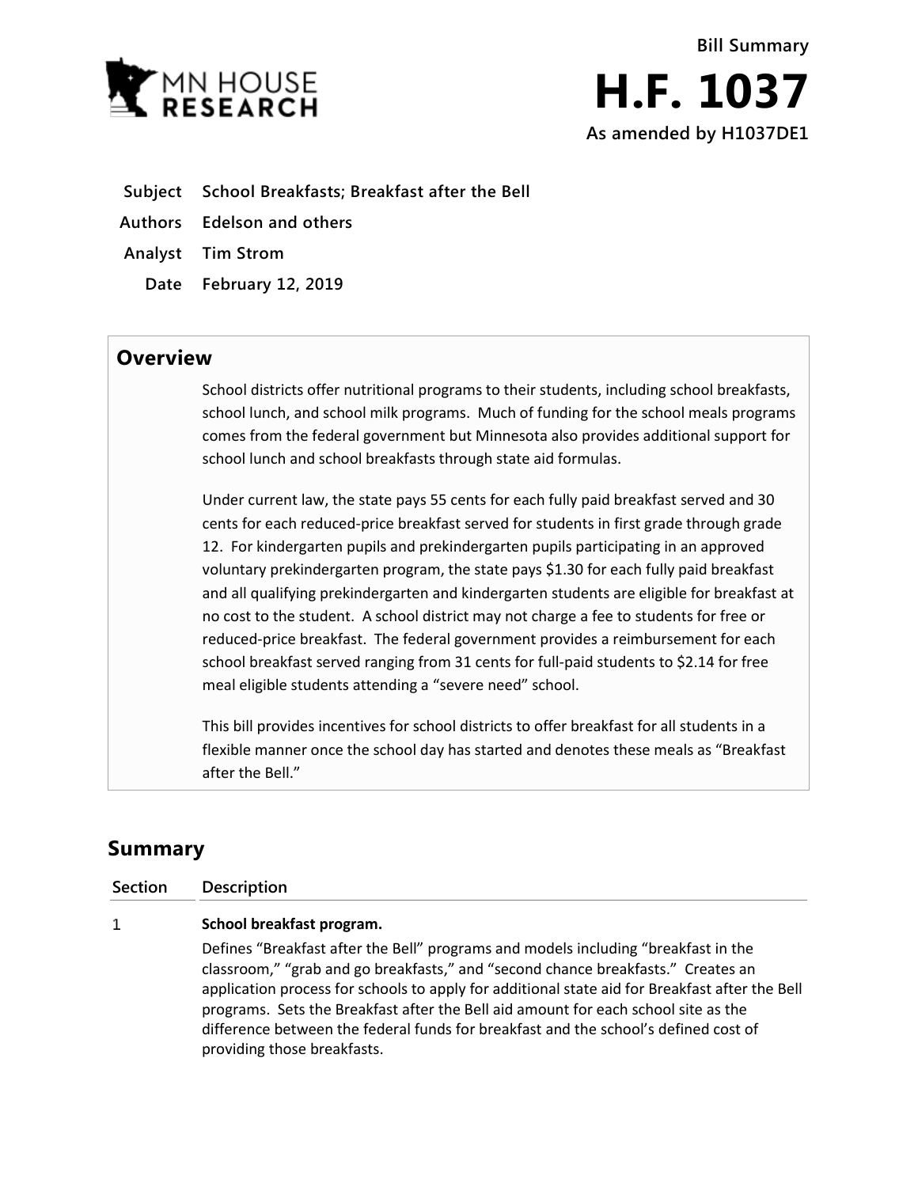MN HOUSE RESEARCH

**Bill Summary**

# H.F. 1037

**As amended by H1037DE1**

**Subject** School Breakfasts; Breakfast after the Bell

**Authors** Edelson and others

**Analyst** Tim Strom

**Date** February 12, 2019

## Overview

School districts offer nutritional programs to their students, including school breakfasts, school lunch, and school milk programs. Much of funding for the school meals programs comes from the federal government but Minnesota also provides additional support for school lunch and school breakfasts through state aid formulas.

Under current law, the state pays 55 cents for each fully paid breakfast served and 30 cents for each reduced-price breakfast served for students in first grade through grade 12. For kindergarten pupils and prekindergarten pupils participating in an approved voluntary prekindergarten program, the state pays $1.30 for each fully paid breakfast and all qualifying prekindergarten and kindergarten students are eligible for breakfast at no cost to the student. A school district may not charge a fee to students for free or reduced-price breakfast. The federal government provides a reimbursement for each school breakfast served ranging from 31 cents for full-paid students to $2.14 for free meal eligible students attending a "severe need" school.

This bill provides incentives for school districts to offer breakfast for all students in a flexible manner once the school day has started and denotes these meals as "Breakfast after the Bell."

## Summary

| Section | Description |
|---|---|
| 1 | **School breakfast program.** Defines "Breakfast after the Bell" programs and models including "breakfast in the classroom," "grab and go breakfasts," and "second chance breakfasts." Creates an application process for schools to apply for additional state aid for Breakfast after the Bell programs. Sets the Breakfast after the Bell aid amount for each school site as the difference between the federal funds for breakfast and the school's defined cost of providing those breakfasts. |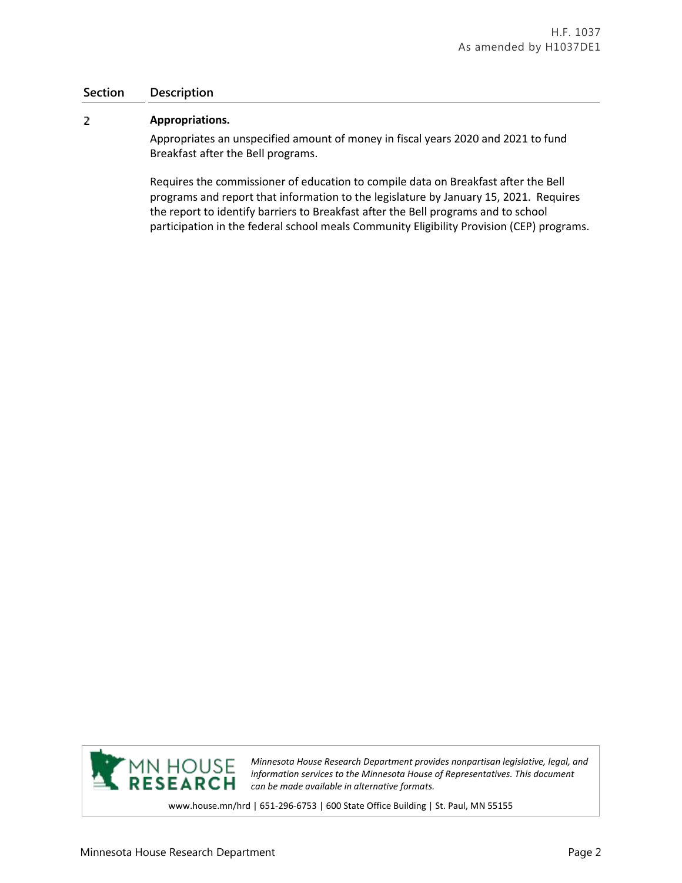| Section | Description |
|---|---|
| 2 | **Appropriations.**<br><br>Appropriates an unspecified amount of money in fiscal years 2020 and 2021 to fund Breakfast after the Bell programs.<br><br>Requires the commissioner of education to compile data on Breakfast after the Bell programs and report that information to the legislature by January 15, 2021. Requires the report to identify barriers to Breakfast after the Bell programs and to school participation in the federal school meals Community Eligibility Provision (CEP) programs. |

MN HOUSE RESEARCH

*Minnesota House Research Department provides nonpartisan legislative, legal, and information services to the Minnesota House of Representatives. This document can be made available in alternative formats.*

www.house.mn/hrd | 651-296-6753 | 600 State Office Building | St. Paul, MN 55155